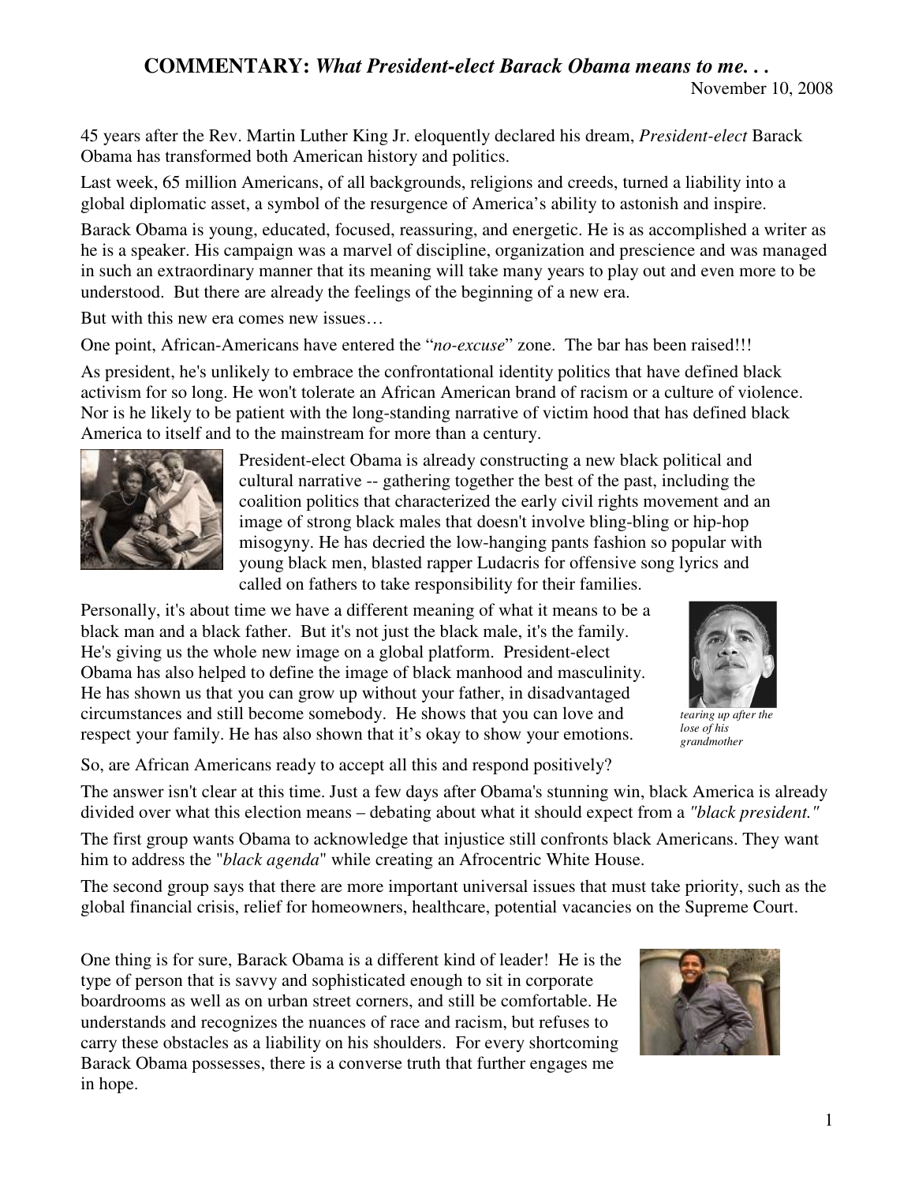# COMMENTARY: *What President-elect Barack Obama means to me. . .*

November 10, 2008

45 years after the Rev. Martin Luther King Jr. eloquently declared his dream, *President-elect* Barack Obama has transformed both American history and politics.

Last week, 65 million Americans, of all backgrounds, religions and creeds, turned a liability into a global diplomatic asset, a symbol of the resurgence of America's ability to astonish and inspire.

Barack Obama is young, educated, focused, reassuring, and energetic. He is as accomplished a writer as he is a speaker. His campaign was a marvel of discipline, organization and prescience and was managed in such an extraordinary manner that its meaning will take many years to play out and even more to be understood. But there are already the feelings of the beginning of a new era.

But with this new era comes new issues…

One point, African-Americans have entered the "*no-excuse*" zone. The bar has been raised!!!

As president, he's unlikely to embrace the confrontational identity politics that have defined black activism for so long. He won't tolerate an African American brand of racism or a culture of violence. Nor is he likely to be patient with the long-standing narrative of victim hood that has defined black America to itself and to the mainstream for more than a century.

President-elect Obama is already constructing a new black political and cultural narrative -- gathering together the best of the past, including the coalition politics that characterized the early civil rights movement and an image of strong black males that doesn't involve bling-bling or hip-hop misogyny. He has decried the low-hanging pants fashion so popular with young black men, blasted rapper Ludacris for offensive song lyrics and called on fathers to take responsibility for their families.

Personally, it's about time we have a different meaning of what it means to be a black man and a black father. But it's not just the black male, it's the family. He's giving us the whole new image on a global platform. President-elect Obama has also helped to define the image of black manhood and masculinity. He has shown us that you can grow up without your father, in disadvantaged circumstances and still become somebody. He shows that you can love and respect your family. He has also shown that it's okay to show your emotions.

*tearing up after the lose of his grandmother*

So, are African Americans ready to accept all this and respond positively?

The answer isn't clear at this time. Just a few days after Obama's stunning win, black America is already divided over what this election means – debating about what it should expect from a *"black president."*

The first group wants Obama to acknowledge that injustice still confronts black Americans. They want him to address the "*black agenda*" while creating an Afrocentric White House.

The second group says that there are more important universal issues that must take priority, such as the global financial crisis, relief for homeowners, healthcare, potential vacancies on the Supreme Court.

One thing is for sure, Barack Obama is a different kind of leader! He is the type of person that is savvy and sophisticated enough to sit in corporate boardrooms as well as on urban street corners, and still be comfortable. He understands and recognizes the nuances of race and racism, but refuses to carry these obstacles as a liability on his shoulders. For every shortcoming Barack Obama possesses, there is a converse truth that further engages me in hope.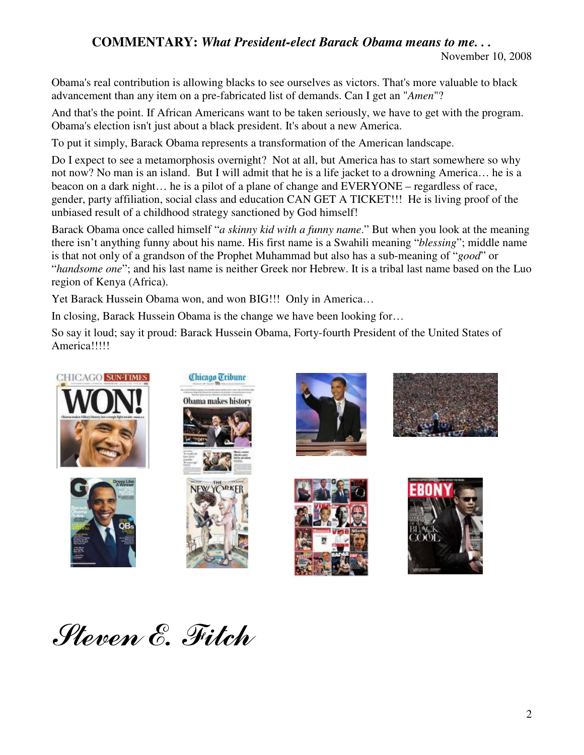**COMMENTARY:** ***What President-elect Barack Obama means to me. . .***

November 10, 2008

Obama's real contribution is allowing blacks to see ourselves as victors. That's more valuable to black advancement than any item on a pre-fabricated list of demands. Can I get an "*Amen*"?

And that's the point. If African Americans want to be taken seriously, we have to get with the program. Obama's election isn't just about a black president. It's about a new America.

To put it simply, Barack Obama represents a transformation of the American landscape.

Do I expect to see a metamorphosis overnight? Not at all, but America has to start somewhere so why not now? No man is an island. But I will admit that he is a life jacket to a drowning America… he is a beacon on a dark night… he is a pilot of a plane of change and EVERYONE – regardless of race, gender, party affiliation, social class and education CAN GET A TICKET!!! He is living proof of the unbiased result of a childhood strategy sanctioned by God himself!

Barack Obama once called himself "*a skinny kid with a funny name*." But when you look at the meaning there isn't anything funny about his name. His first name is a Swahili meaning "*blessing*"; middle name is that not only of a grandson of the Prophet Muhammad but also has a sub-meaning of "*good*" or "*handsome one*"; and his last name is neither Greek nor Hebrew. It is a tribal last name based on the Luo region of Kenya (Africa).

Yet Barack Hussein Obama won, and won BIG!!! Only in America…

In closing, Barack Hussein Obama is the change we have been looking for…

So say it loud; say it proud: Barack Hussein Obama, Forty-fourth President of the United States of America!!!!!

*Steven E. Fitch*